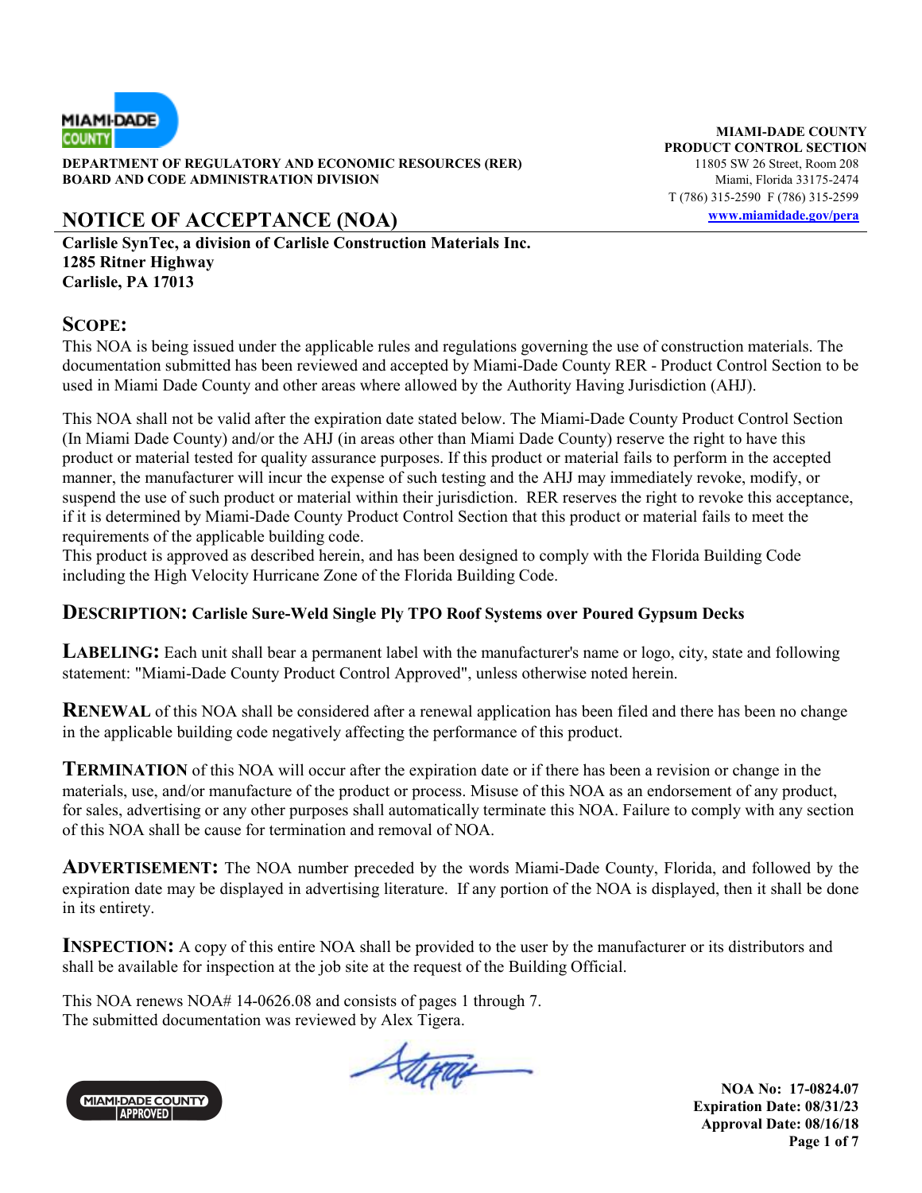DEPARTMENT OF REGULATORY AND ECONOMIC RESOURCES (RER)
BOARD AND CODE ADMINISTRATION DIVISION

**MIAMI-DADE COUNTY**
**PRODUCT CONTROL SECTION**
11805 SW 26 Street, Room 208
Miami, Florida 33175-2474
T (786) 315-2590 F (786) 315-2599
www.miamidade.gov/pera

# NOTICE OF ACCEPTANCE (NOA)

**Carlisle SynTec, a division of Carlisle Construction Materials Inc.**
**1285 Ritner Highway**
**Carlisle, PA 17013**

## SCOPE:

This NOA is being issued under the applicable rules and regulations governing the use of construction materials. The documentation submitted has been reviewed and accepted by Miami-Dade County RER - Product Control Section to be used in Miami Dade County and other areas where allowed by the Authority Having Jurisdiction (AHJ).

This NOA shall not be valid after the expiration date stated below. The Miami-Dade County Product Control Section (In Miami Dade County) and/or the AHJ (in areas other than Miami Dade County) reserve the right to have this product or material tested for quality assurance purposes. If this product or material fails to perform in the accepted manner, the manufacturer will incur the expense of such testing and the AHJ may immediately revoke, modify, or suspend the use of such product or material within their jurisdiction. RER reserves the right to revoke this acceptance, if it is determined by Miami-Dade County Product Control Section that this product or material fails to meet the requirements of the applicable building code.
This product is approved as described herein, and has been designed to comply with the Florida Building Code including the High Velocity Hurricane Zone of the Florida Building Code.

**DESCRIPTION: Carlisle Sure-Weld Single Ply TPO Roof Systems over Poured Gypsum Decks**

**LABELING:** Each unit shall bear a permanent label with the manufacturer's name or logo, city, state and following statement: "Miami-Dade County Product Control Approved", unless otherwise noted herein.

**RENEWAL** of this NOA shall be considered after a renewal application has been filed and there has been no change in the applicable building code negatively affecting the performance of this product.

**TERMINATION** of this NOA will occur after the expiration date or if there has been a revision or change in the materials, use, and/or manufacture of the product or process. Misuse of this NOA as an endorsement of any product, for sales, advertising or any other purposes shall automatically terminate this NOA. Failure to comply with any section of this NOA shall be cause for termination and removal of NOA.

**ADVERTISEMENT:** The NOA number preceded by the words Miami-Dade County, Florida, and followed by the expiration date may be displayed in advertising literature. If any portion of the NOA is displayed, then it shall be done in its entirety.

**INSPECTION:** A copy of this entire NOA shall be provided to the user by the manufacturer or its distributors and shall be available for inspection at the job site at the request of the Building Official.

This NOA renews NOA# 14-0626.08 and consists of pages 1 through 7.
The submitted documentation was reviewed by Alex Tigera.

**NOA No: 17-0824.07**
**Expiration Date: 08/31/23**
**Approval Date: 08/16/18**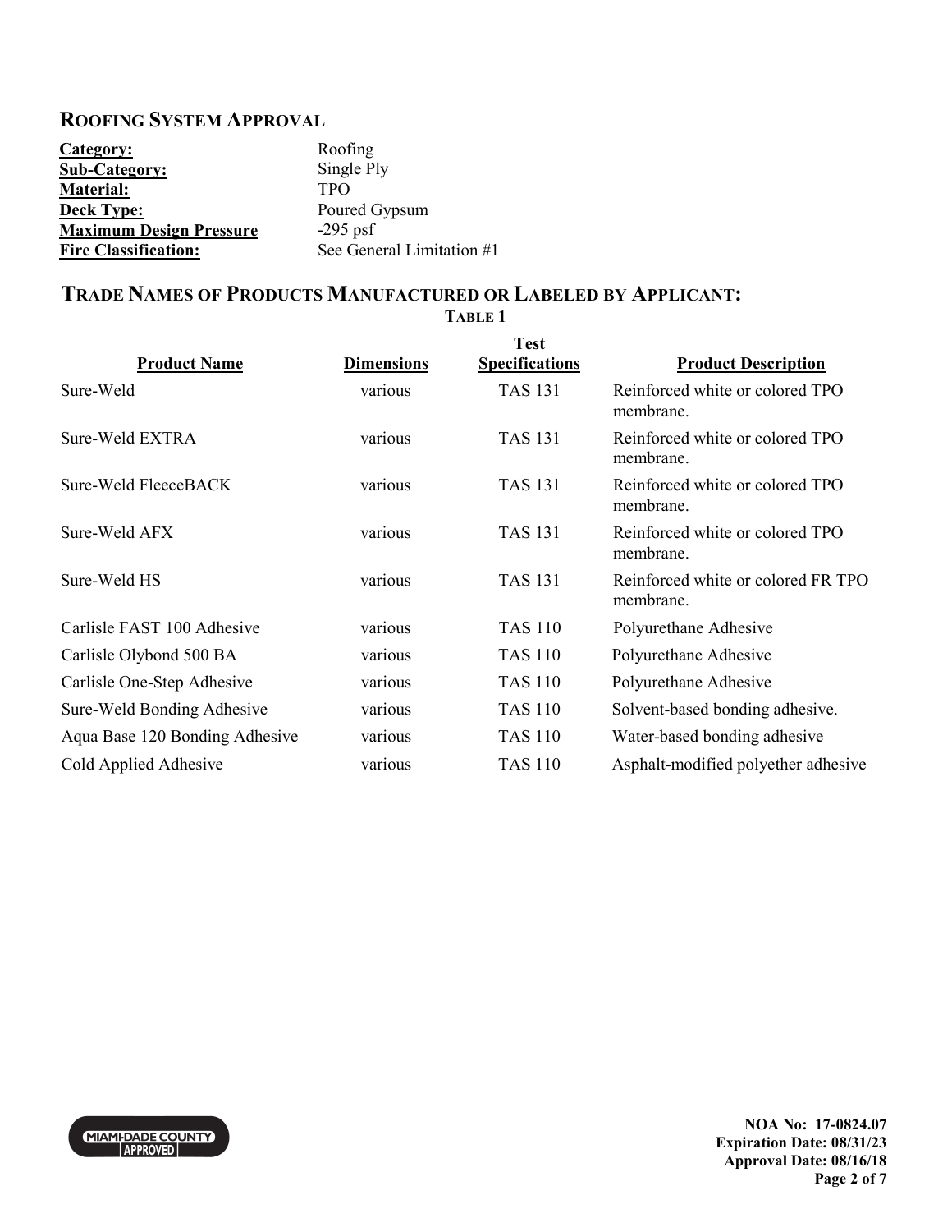## ROOFING SYSTEM APPROVAL

| | |
|---|---|
| **Category:** | Roofing |
| **Sub-Category:** | Single Ply |
| **Material:** | TPO |
| **Deck Type:** | Poured Gypsum |
| **Maximum Design Pressure** | -295 psf |
| **Fire Classification:** | See General Limitation #1 |

## TRADE NAMES OF PRODUCTS MANUFACTURED OR LABELED BY APPLICANT:

**TABLE 1**

| Product Name | Dimensions | Test Specifications | Product Description |
|---|---|---|---|
| Sure-Weld | various | TAS 131 | Reinforced white or colored TPO membrane. |
| Sure-Weld EXTRA | various | TAS 131 | Reinforced white or colored TPO membrane. |
| Sure-Weld FleeceBACK | various | TAS 131 | Reinforced white or colored TPO membrane. |
| Sure-Weld AFX | various | TAS 131 | Reinforced white or colored TPO membrane. |
| Sure-Weld HS | various | TAS 131 | Reinforced white or colored FR TPO membrane. |
| Carlisle FAST 100 Adhesive | various | TAS 110 | Polyurethane Adhesive |
| Carlisle Olybond 500 BA | various | TAS 110 | Polyurethane Adhesive |
| Carlisle One-Step Adhesive | various | TAS 110 | Polyurethane Adhesive |
| Sure-Weld Bonding Adhesive | various | TAS 110 | Solvent-based bonding adhesive. |
| Aqua Base 120 Bonding Adhesive | various | TAS 110 | Water-based bonding adhesive |
| Cold Applied Adhesive | various | TAS 110 | Asphalt-modified polyether adhesive |

**NOA No: 17-0824.07**
**Expiration Date: 08/31/23**
**Approval Date: 08/16/18**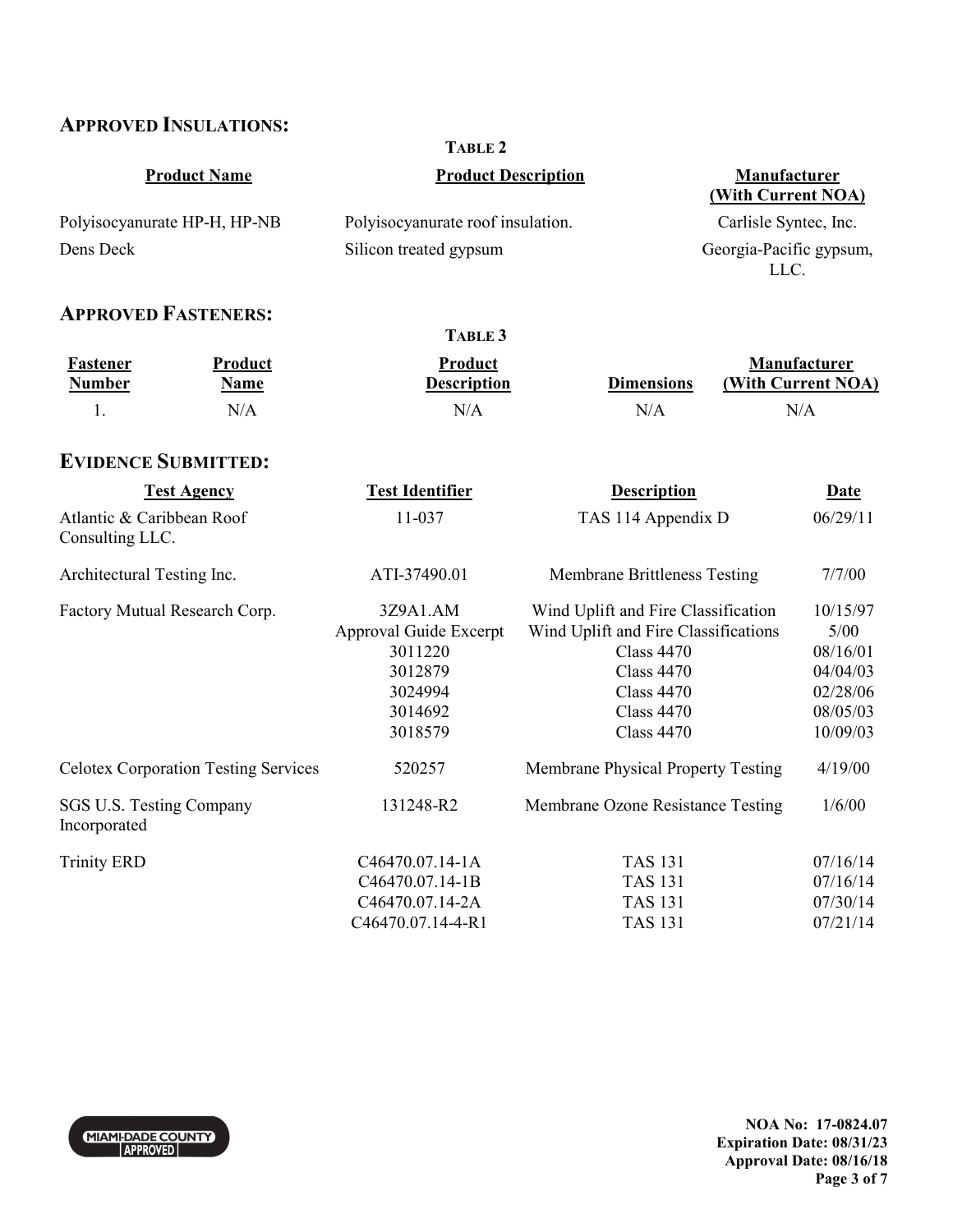## APPROVED INSULATIONS:

**TABLE 2**

| Product Name | Product Description | Manufacturer (With Current NOA) |
|---|---|---|
| Polyisocyanurate HP-H, HP-NB | Polyisocyanurate roof insulation. | Carlisle Syntec, Inc. |
| Dens Deck | Silicon treated gypsum | Georgia-Pacific gypsum, LLC. |

## APPROVED FASTENERS:

**TABLE 3**

| Fastener Number | Product Name | Product Description | Dimensions | Manufacturer (With Current NOA) |
|---|---|---|---|---|
| 1. | N/A | N/A | N/A | N/A |

## EVIDENCE SUBMITTED:

| Test Agency | Test Identifier | Description | Date |
|---|---|---|---|
| Atlantic & Caribbean Roof Consulting LLC. | 11-037 | TAS 114 Appendix D | 06/29/11 |
| Architectural Testing Inc. | ATI-37490.01 | Membrane Brittleness Testing | 7/7/00 |
| Factory Mutual Research Corp. | 3Z9A1.AM | Wind Uplift and Fire Classification | 10/15/97 |
| | Approval Guide Excerpt | Wind Uplift and Fire Classifications | 5/00 |
| | 3011220 | Class 4470 | 08/16/01 |
| | 3012879 | Class 4470 | 04/04/03 |
| | 3024994 | Class 4470 | 02/28/06 |
| | 3014692 | Class 4470 | 08/05/03 |
| | 3018579 | Class 4470 | 10/09/03 |
| Celotex Corporation Testing Services | 520257 | Membrane Physical Property Testing | 4/19/00 |
| SGS U.S. Testing Company Incorporated | 131248-R2 | Membrane Ozone Resistance Testing | 1/6/00 |
| Trinity ERD | C46470.07.14-1A | TAS 131 | 07/16/14 |
| | C46470.07.14-1B | TAS 131 | 07/16/14 |
| | C46470.07.14-2A | TAS 131 | 07/30/14 |
| | C46470.07.14-4-R1 | TAS 131 | 07/21/14 |

MIAMI-DADE COUNTY APPROVED

**NOA No: 17-0824.07**
**Expiration Date: 08/31/23**
**Approval Date: 08/16/18**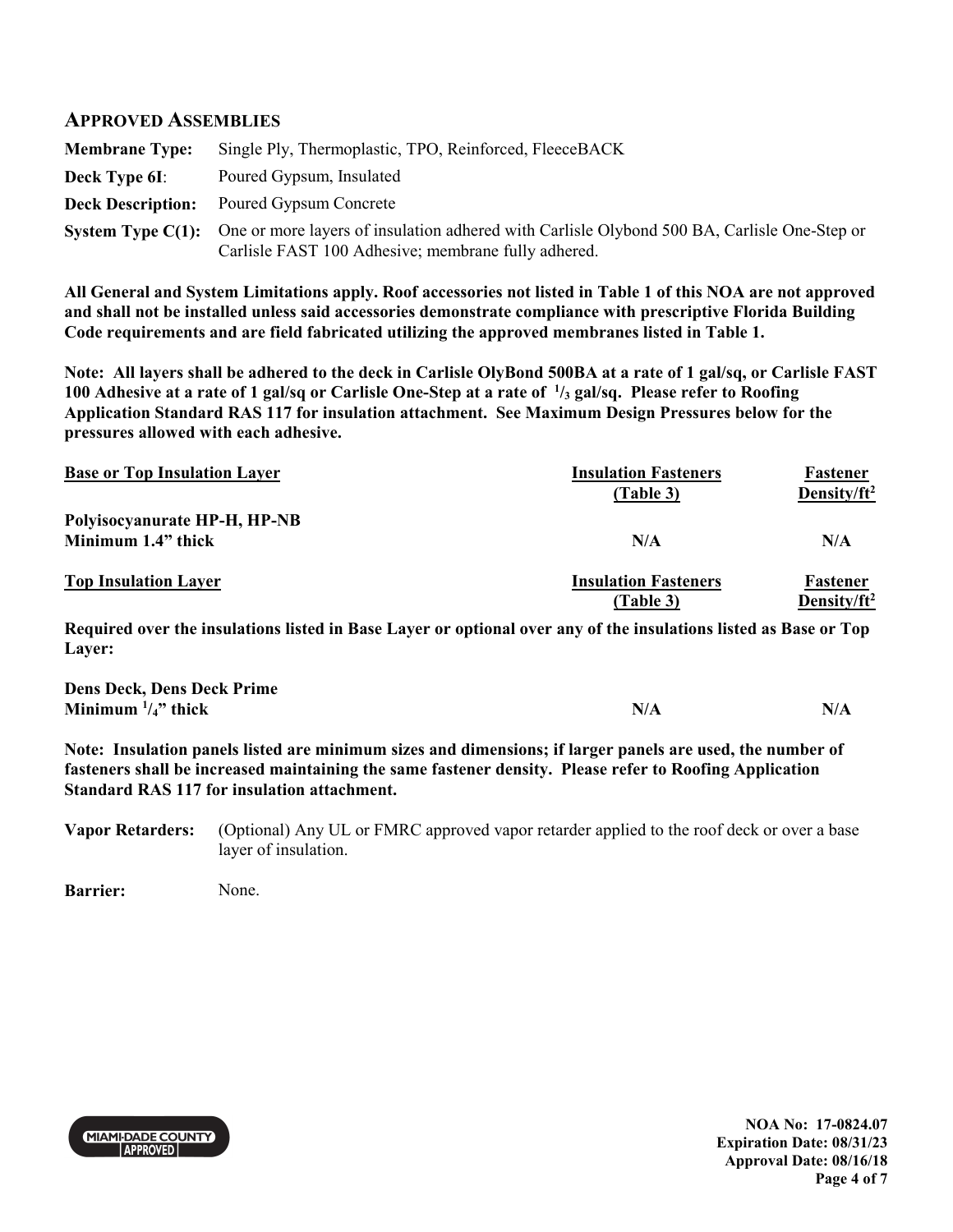## APPROVED ASSEMBLIES

**Membrane Type:** Single Ply, Thermoplastic, TPO, Reinforced, FleeceBACK

**Deck Type 6I**: Poured Gypsum, Insulated

**Deck Description:** Poured Gypsum Concrete

**System Type C(1):** One or more layers of insulation adhered with Carlisle Olybond 500 BA, Carlisle One-Step or Carlisle FAST 100 Adhesive; membrane fully adhered.

**All General and System Limitations apply. Roof accessories not listed in Table 1 of this NOA are not approved and shall not be installed unless said accessories demonstrate compliance with prescriptive Florida Building Code requirements and are field fabricated utilizing the approved membranes listed in Table 1.**

**Note: All layers shall be adhered to the deck in Carlisle OlyBond 500BA at a rate of 1 gal/sq, or Carlisle FAST 100 Adhesive at a rate of 1 gal/sq or Carlisle One-Step at a rate of 1/3 gal/sq. Please refer to Roofing Application Standard RAS 117 for insulation attachment. See Maximum Design Pressures below for the pressures allowed with each adhesive.**

| Base or Top Insulation Layer | Insulation Fasteners (Table 3) | Fastener Density/ft² |
|---|---|---|
| **Polyisocyanurate HP-H, HP-NB** Minimum 1.4" thick | N/A | N/A |

| Top Insulation Layer | Insulation Fasteners (Table 3) | Fastener Density/ft² |
|---|---|---|

**Required over the insulations listed in Base Layer or optional over any of the insulations listed as Base or Top Layer:**

| | | |
|---|---|---|
| **Dens Deck, Dens Deck Prime** Minimum 1/4" thick | N/A | N/A |

**Note: Insulation panels listed are minimum sizes and dimensions; if larger panels are used, the number of fasteners shall be increased maintaining the same fastener density. Please refer to Roofing Application Standard RAS 117 for insulation attachment.**

**Vapor Retarders:** (Optional) Any UL or FMRC approved vapor retarder applied to the roof deck or over a base layer of insulation.

**Barrier:** None.

NOA No: 17-0824.07
Expiration Date: 08/31/23
Approval Date: 08/16/18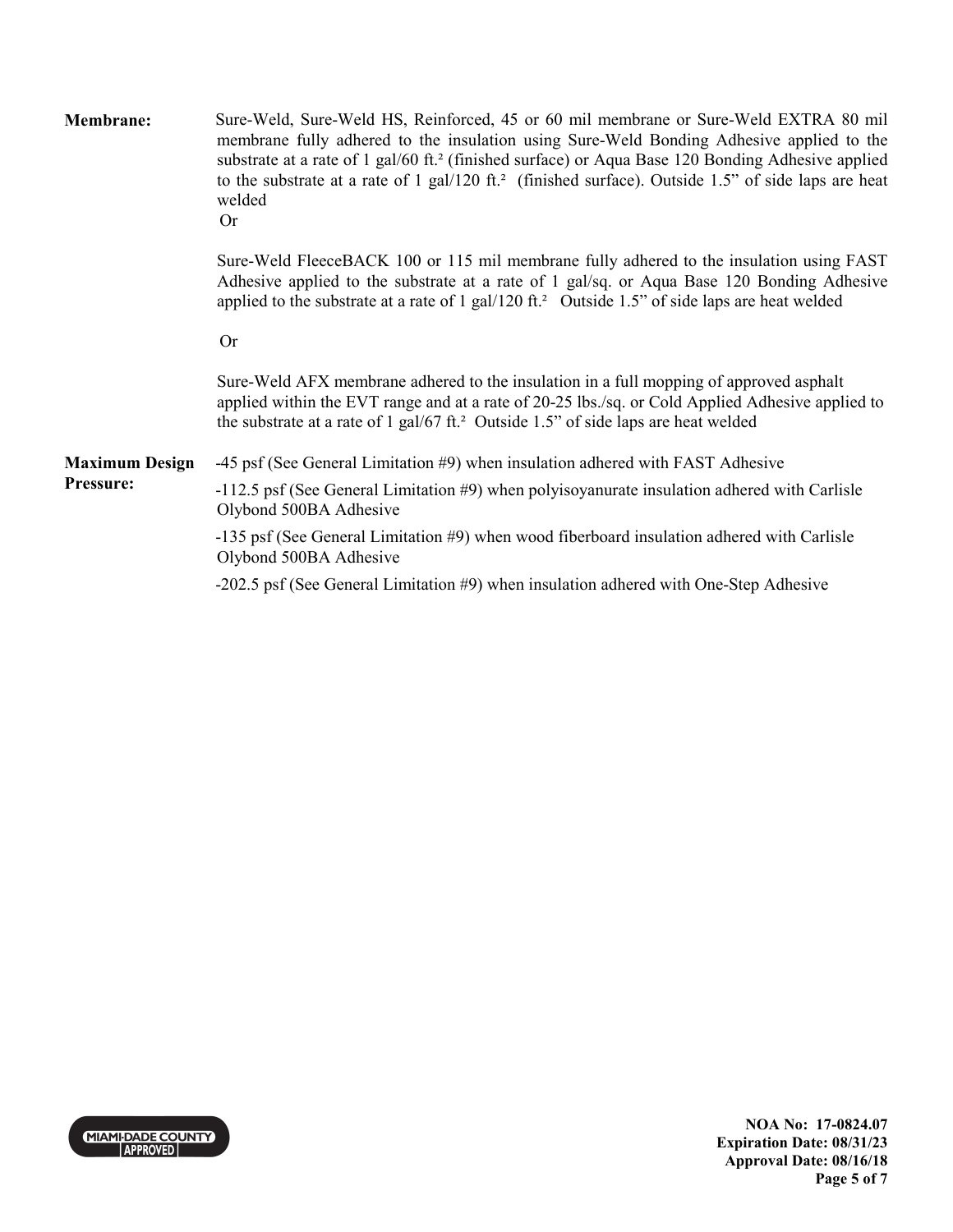**Membrane:** Sure-Weld, Sure-Weld HS, Reinforced, 45 or 60 mil membrane or Sure-Weld EXTRA 80 mil membrane fully adhered to the insulation using Sure-Weld Bonding Adhesive applied to the substrate at a rate of 1 gal/60 ft.² (finished surface) or Aqua Base 120 Bonding Adhesive applied to the substrate at a rate of 1 gal/120 ft.² (finished surface). Outside 1.5" of side laps are heat welded

Or

Sure-Weld FleeceBACK 100 or 115 mil membrane fully adhered to the insulation using FAST Adhesive applied to the substrate at a rate of 1 gal/sq. or Aqua Base 120 Bonding Adhesive applied to the substrate at a rate of 1 gal/120 ft.² Outside 1.5" of side laps are heat welded

Or

Sure-Weld AFX membrane adhered to the insulation in a full mopping of approved asphalt applied within the EVT range and at a rate of 20-25 lbs./sq. or Cold Applied Adhesive applied to the substrate at a rate of 1 gal/67 ft.² Outside 1.5" of side laps are heat welded

**Maximum Design Pressure:**

-45 psf (See General Limitation #9) when insulation adhered with FAST Adhesive

-112.5 psf (See General Limitation #9) when polyisoyanurate insulation adhered with Carlisle Olybond 500BA Adhesive

-135 psf (See General Limitation #9) when wood fiberboard insulation adhered with Carlisle Olybond 500BA Adhesive

-202.5 psf (See General Limitation #9) when insulation adhered with One-Step Adhesive

NOA No: 17-0824.07
Expiration Date: 08/31/23
Approval Date: 08/16/18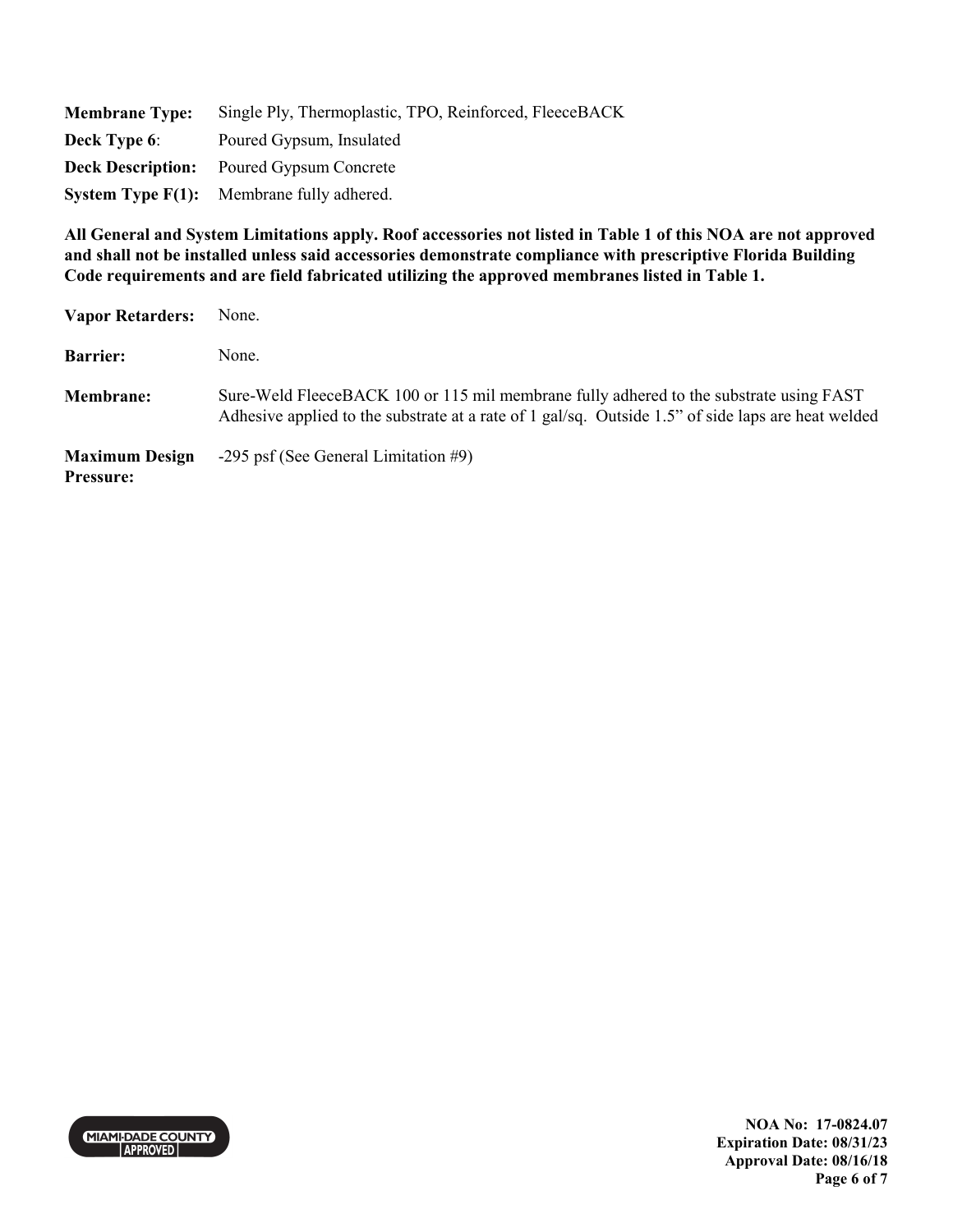**Membrane Type:** Single Ply, Thermoplastic, TPO, Reinforced, FleeceBACK

**Deck Type 6**: Poured Gypsum, Insulated

**Deck Description:** Poured Gypsum Concrete

**System Type F(1):** Membrane fully adhered.

**All General and System Limitations apply. Roof accessories not listed in Table 1 of this NOA are not approved and shall not be installed unless said accessories demonstrate compliance with prescriptive Florida Building Code requirements and are field fabricated utilizing the approved membranes listed in Table 1.**

**Vapor Retarders:** None.

**Barrier:** None.

**Membrane:** Sure-Weld FleeceBACK 100 or 115 mil membrane fully adhered to the substrate using FAST Adhesive applied to the substrate at a rate of 1 gal/sq. Outside 1.5" of side laps are heat welded

**Maximum Design Pressure:** -295 psf (See General Limitation #9)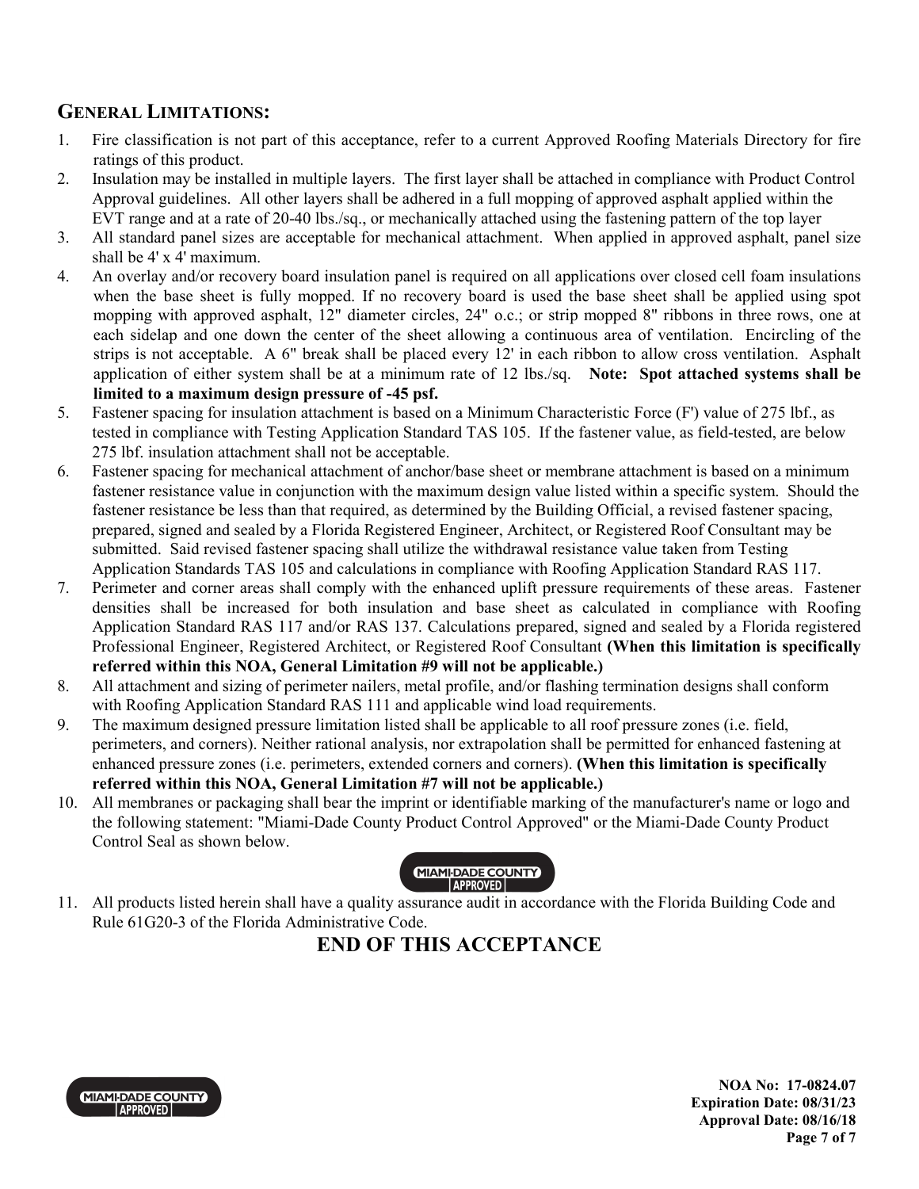## GENERAL LIMITATIONS:

1. Fire classification is not part of this acceptance, refer to a current Approved Roofing Materials Directory for fire ratings of this product.
2. Insulation may be installed in multiple layers. The first layer shall be attached in compliance with Product Control Approval guidelines. All other layers shall be adhered in a full mopping of approved asphalt applied within the EVT range and at a rate of 20-40 lbs./sq., or mechanically attached using the fastening pattern of the top layer
3. All standard panel sizes are acceptable for mechanical attachment. When applied in approved asphalt, panel size shall be 4' x 4' maximum.
4. An overlay and/or recovery board insulation panel is required on all applications over closed cell foam insulations when the base sheet is fully mopped. If no recovery board is used the base sheet shall be applied using spot mopping with approved asphalt, 12" diameter circles, 24" o.c.; or strip mopped 8" ribbons in three rows, one at each sidelap and one down the center of the sheet allowing a continuous area of ventilation. Encircling of the strips is not acceptable. A 6" break shall be placed every 12' in each ribbon to allow cross ventilation. Asphalt application of either system shall be at a minimum rate of 12 lbs./sq. **Note: Spot attached systems shall be limited to a maximum design pressure of -45 psf.**
5. Fastener spacing for insulation attachment is based on a Minimum Characteristic Force (F') value of 275 lbf., as tested in compliance with Testing Application Standard TAS 105. If the fastener value, as field-tested, are below 275 lbf. insulation attachment shall not be acceptable.
6. Fastener spacing for mechanical attachment of anchor/base sheet or membrane attachment is based on a minimum fastener resistance value in conjunction with the maximum design value listed within a specific system. Should the fastener resistance be less than that required, as determined by the Building Official, a revised fastener spacing, prepared, signed and sealed by a Florida Registered Engineer, Architect, or Registered Roof Consultant may be submitted. Said revised fastener spacing shall utilize the withdrawal resistance value taken from Testing Application Standards TAS 105 and calculations in compliance with Roofing Application Standard RAS 117.
7. Perimeter and corner areas shall comply with the enhanced uplift pressure requirements of these areas. Fastener densities shall be increased for both insulation and base sheet as calculated in compliance with Roofing Application Standard RAS 117 and/or RAS 137. Calculations prepared, signed and sealed by a Florida registered Professional Engineer, Registered Architect, or Registered Roof Consultant **(When this limitation is specifically referred within this NOA, General Limitation #9 will not be applicable.)**
8. All attachment and sizing of perimeter nailers, metal profile, and/or flashing termination designs shall conform with Roofing Application Standard RAS 111 and applicable wind load requirements.
9. The maximum designed pressure limitation listed shall be applicable to all roof pressure zones (i.e. field, perimeters, and corners). Neither rational analysis, nor extrapolation shall be permitted for enhanced fastening at enhanced pressure zones (i.e. perimeters, extended corners and corners). **(When this limitation is specifically referred within this NOA, General Limitation #7 will not be applicable.)**
10. All membranes or packaging shall bear the imprint or identifiable marking of the manufacturer's name or logo and the following statement: "Miami-Dade County Product Control Approved" or the Miami-Dade County Product Control Seal as shown below.

MIAMI-DADE COUNTY APPROVED

11. All products listed herein shall have a quality assurance audit in accordance with the Florida Building Code and Rule 61G20-3 of the Florida Administrative Code.

## END OF THIS ACCEPTANCE

**NOA No: 17-0824.07**
**Expiration Date: 08/31/23**
**Approval Date: 08/16/18**